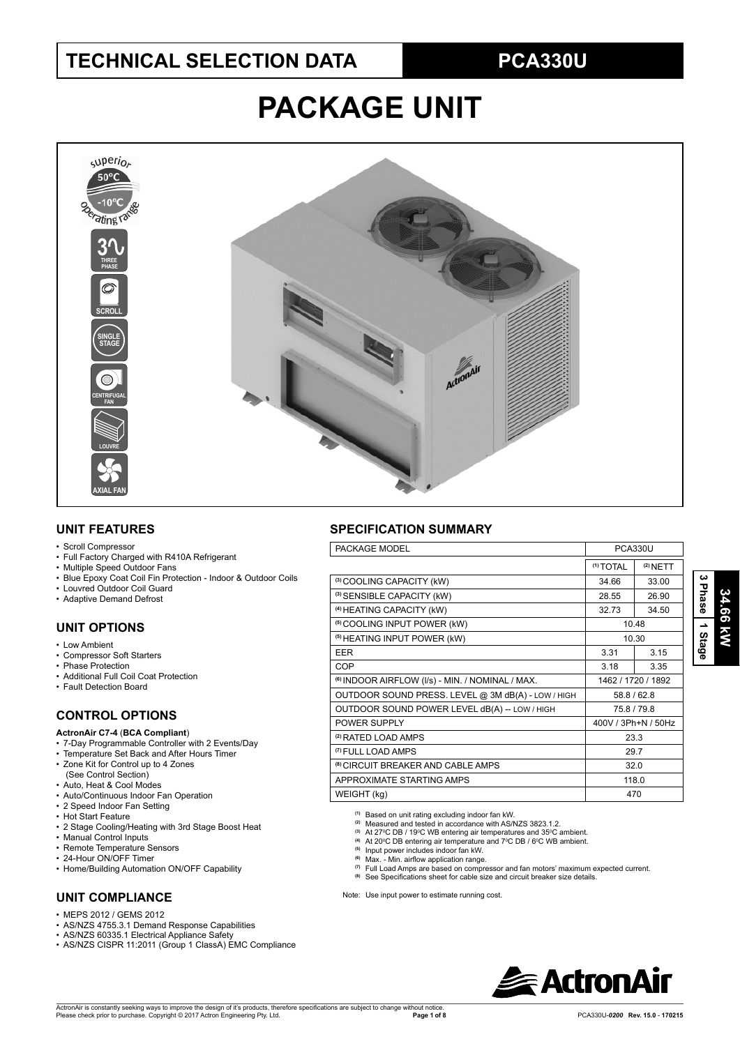# TECHNICAL SELECTION DATA

## PCA330U

# PACKAGE UNIT

## UNIT FEATURES

- Scroll Compressor
- Full Factory Charged with R410A Refrigerant
- Multiple Speed Outdoor Fans
- Blue Epoxy Coat Coil Fin Protection - Indoor & Outdoor Coils
- Louvred Outdoor Coil Guard
- Adaptive Demand Defrost

## UNIT OPTIONS

- Low Ambient
- Compressor Soft Starters
- Phase Protection
- Additional Full Coil Coat Protection
- Fault Detection Board

## CONTROL OPTIONS

**ActronAir C7-4** (**BCA Compliant**)

- 7-Day Programmable Controller with 2 Events/Day
- Temperature Set Back and After Hours Timer
- Zone Kit for Control up to 4 Zones (See Control Section)
- Auto, Heat & Cool Modes
- Auto/Continuous Indoor Fan Operation
- 2 Speed Indoor Fan Setting
- Hot Start Feature
- 2 Stage Cooling/Heating with 3rd Stage Boost Heat
- Manual Control Inputs
- Remote Temperature Sensors
- 24-Hour ON/OFF Timer
- Home/Building Automation ON/OFF Capability

## UNIT COMPLIANCE

- MEPS 2012 / GEMS 2012
- AS/NZS 4755.3.1 Demand Response Capabilities
- AS/NZS 60335.1 Electrical Appliance Safety
- AS/NZS CISPR 11:2011 (Group 1 ClassA) EMC Compliance

## SPECIFICATION SUMMARY

| PACKAGE MODEL | PCA330U | |
|---|---|---|
| | [1] TOTAL | [2] NETT |
| [3] COOLING CAPACITY (kW) | 34.66 | 33.00 |
| [3] SENSIBLE CAPACITY (kW) | 28.55 | 26.90 |
| [4] HEATING CAPACITY (kW) | 32.73 | 34.50 |
| [5] COOLING INPUT POWER (kW) | 10.48 | |
| [5] HEATING INPUT POWER (kW) | 10.30 | |
| EER | 3.31 | 3.15 |
| COP | 3.18 | 3.35 |
| [6] INDOOR AIRFLOW (l/s) - MIN. / NOMINAL / MAX. | 1462 / 1720 / 1892 | |
| OUTDOOR SOUND PRESS. LEVEL @ 3M dB(A) - LOW / HIGH | 58.8 / 62.8 | |
| OUTDOOR SOUND POWER LEVEL dB(A) -- LOW / HIGH | 75.8 / 79.8 | |
| POWER SUPPLY | 400V / 3Ph+N / 50Hz | |
| [2] RATED LOAD AMPS | 23.3 | |
| [7] FULL LOAD AMPS | 29.7 | |
| [8] CIRCUIT BREAKER AND CABLE AMPS | 32.0 | |
| APPROXIMATE STARTING AMPS | 118.0 | |
| WEIGHT (kg) | 470 | |

[1] Based on unit rating excluding indoor fan kW.
[2] Measured and tested in accordance with AS/NZS 3823.1.2.
[3] At 27°C DB / 19°C WB entering air temperatures and 35°C ambient.
[4] At 20°C DB entering air temperature and 7°C DB / 6°C WB ambient.
[5] Input power includes indoor fan kW.
[6] Max. - Min. airflow application range.
[7] Full Load Amps are based on compressor and fan motors' maximum expected current.
[8] See Specifications sheet for cable size and circuit breaker size details.

Note: Use input power to estimate running cost.

34.66 kW | 3 Phase | 1 Stage

ActronAir is constantly seeking ways to improve the design of it's products, therefore specifications are subject to change without notice. Please check prior to purchase. Copyright © 2017 Actron Engineering Pty. Ltd.

PCA330U-*0200* Rev. 15.0 - 170215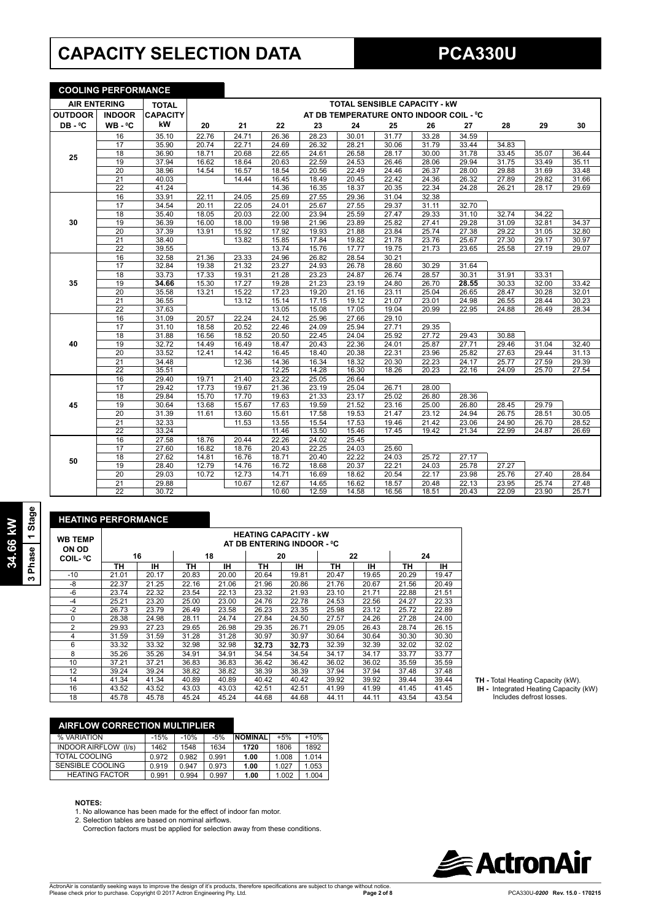# CAPACITY SELECTION DATA

# PCA330U

**34.66 kW | 3 Phase | 1 Stage**

## COOLING PERFORMANCE

| AIR ENTERING | | TOTAL | TOTAL SENSIBLE CAPACITY - kW | | | | | | | | | | |
|---|---|---|---|---|---|---|---|---|---|---|---|---|---|
| OUTDOOR | INDOOR | CAPACITY | AT DB TEMPERATURE ONTO INDOOR COIL - ⁰C | | | | | | | | | | |
| DB - ⁰C | WB - ⁰C | kW | 20 | 21 | 22 | 23 | 24 | 25 | 26 | 27 | 28 | 29 | 30 |
| 25 | 16 | 35.10 | 22.76 | 24.71 | 26.36 | 28.23 | 30.01 | 31.77 | 33.28 | 34.59 | | | |
| | 17 | 35.90 | 20.74 | 22.71 | 24.69 | 26.32 | 28.21 | 30.06 | 31.79 | 33.44 | 34.83 | | |
| | 18 | 36.90 | 18.71 | 20.68 | 22.65 | 24.61 | 26.58 | 28.17 | 30.00 | 31.78 | 33.45 | 35.07 | 36.44 |
| | 19 | 37.94 | 16.62 | 18.64 | 20.63 | 22.59 | 24.53 | 26.46 | 28.06 | 29.94 | 31.75 | 33.49 | 35.11 |
| | 20 | 38.96 | 14.54 | 16.57 | 18.54 | 20.56 | 22.49 | 24.46 | 26.37 | 28.00 | 29.88 | 31.69 | 33.48 |
| | 21 | 40.03 | | 14.44 | 16.45 | 18.49 | 20.45 | 22.42 | 24.36 | 26.32 | 27.89 | 29.82 | 31.66 |
| | 22 | 41.24 | | | 14.36 | 16.35 | 18.37 | 20.35 | 22.34 | 24.28 | 26.21 | 28.17 | 29.69 |
| 30 | 16 | 33.91 | 22.11 | 24.05 | 25.69 | 27.55 | 29.36 | 31.04 | 32.38 | | | | |
| | 17 | 34.54 | 20.11 | 22.05 | 24.01 | 25.67 | 27.55 | 29.37 | 31.11 | 32.70 | | | |
| | 18 | 35.40 | 18.05 | 20.03 | 22.00 | 23.94 | 25.59 | 27.47 | 29.33 | 31.10 | 32.74 | 34.22 | |
| | 19 | 36.39 | 16.00 | 18.00 | 19.98 | 21.96 | 23.89 | 25.82 | 27.41 | 29.28 | 31.09 | 32.81 | 34.37 |
| | 20 | 37.39 | 13.91 | 15.92 | 17.92 | 19.93 | 21.88 | 23.84 | 25.74 | 27.38 | 29.22 | 31.05 | 32.80 |
| | 21 | 38.40 | | 13.82 | 15.85 | 17.84 | 19.82 | 21.78 | 23.76 | 25.67 | 27.30 | 29.17 | 30.97 |
| | 22 | 39.55 | | | 13.74 | 15.76 | 17.77 | 19.75 | 21.73 | 23.65 | 25.58 | 27.19 | 29.07 |
| 35 | 16 | 32.58 | 21.36 | 23.33 | 24.96 | 26.82 | 28.54 | 30.21 | | | | | |
| | 17 | 32.84 | 19.38 | 21.32 | 23.27 | 24.93 | 26.78 | 28.60 | 30.29 | 31.64 | | | |
| | 18 | 33.73 | 17.33 | 19.31 | 21.28 | 23.23 | 24.87 | 26.74 | 28.57 | 30.31 | 31.91 | 33.31 | |
| | 19 | **34.66** | 15.30 | 17.27 | 19.28 | 21.23 | 23.19 | 24.80 | 26.70 | **28.55** | 30.33 | 32.00 | 33.42 |
| | 20 | 35.58 | 13.21 | 15.22 | 17.23 | 19.20 | 21.16 | 23.11 | 25.04 | 26.65 | 28.47 | 30.28 | 32.01 |
| | 21 | 36.55 | | 13.12 | 15.14 | 17.15 | 19.12 | 21.07 | 23.01 | 24.98 | 26.55 | 28.44 | 30.23 |
| | 22 | 37.63 | | | 13.05 | 15.08 | 17.05 | 19.04 | 20.99 | 22.95 | 24.88 | 26.49 | 28.34 |
| 40 | 16 | 31.09 | 20.57 | 22.24 | 24.12 | 25.96 | 27.66 | 29.10 | | | | | |
| | 17 | 31.10 | 18.58 | 20.52 | 22.46 | 24.09 | 25.94 | 27.71 | 29.35 | | | | |
| | 18 | 31.88 | 16.56 | 18.52 | 20.50 | 22.45 | 24.04 | 25.92 | 27.72 | 29.43 | 30.88 | | |
| | 19 | 32.72 | 14.49 | 16.49 | 18.47 | 20.43 | 22.36 | 24.01 | 25.87 | 27.71 | 29.46 | 31.04 | 32.40 |
| | 20 | 33.52 | 12.41 | 14.42 | 16.45 | 18.40 | 20.38 | 22.31 | 23.96 | 25.82 | 27.63 | 29.44 | 31.13 |
| | 21 | 34.48 | | 12.36 | 14.36 | 16.34 | 18.32 | 20.30 | 22.23 | 24.17 | 25.77 | 27.59 | 29.39 |
| | 22 | 35.51 | | | 12.25 | 14.28 | 16.30 | 18.26 | 20.23 | 22.16 | 24.09 | 25.70 | 27.54 |
| 45 | 16 | 29.40 | 19.71 | 21.40 | 23.22 | 25.05 | 26.64 | | | | | | |
| | 17 | 29.42 | 17.73 | 19.67 | 21.36 | 23.19 | 25.04 | 26.71 | 28.00 | | | | |
| | 18 | 29.84 | 15.70 | 17.70 | 19.63 | 21.33 | 23.17 | 25.02 | 26.80 | 28.36 | | | |
| | 19 | 30.64 | 13.68 | 15.67 | 17.63 | 19.59 | 21.52 | 23.16 | 25.00 | 26.80 | 28.45 | 29.79 | |
| | 20 | 31.39 | 11.61 | 13.60 | 15.61 | 17.58 | 19.53 | 21.47 | 23.12 | 24.94 | 26.75 | 28.51 | 30.05 |
| | 21 | 32.33 | | 11.53 | 13.55 | 15.54 | 17.53 | 19.46 | 21.42 | 23.06 | 24.90 | 26.70 | 28.52 |
| | 22 | 33.24 | | | 11.46 | 13.50 | 15.46 | 17.45 | 19.42 | 21.34 | 22.99 | 24.87 | 26.69 |
| 50 | 16 | 27.58 | 18.76 | 20.44 | 22.26 | 24.02 | 25.45 | | | | | | |
| | 17 | 27.60 | 16.82 | 18.76 | 20.43 | 22.25 | 24.03 | 25.60 | | | | | |
| | 18 | 27.62 | 14.81 | 16.76 | 18.71 | 20.40 | 22.22 | 24.03 | 25.72 | 27.17 | | | |
| | 19 | 28.40 | 12.79 | 14.76 | 16.72 | 18.68 | 20.37 | 22.21 | 24.03 | 25.78 | 27.27 | | |
| | 20 | 29.03 | 10.72 | 12.73 | 14.71 | 16.69 | 18.62 | 20.54 | 22.17 | 23.98 | 25.76 | 27.40 | 28.84 |
| | 21 | 29.88 | | 10.67 | 12.67 | 14.65 | 16.62 | 18.57 | 20.48 | 22.13 | 23.95 | 25.74 | 27.48 |
| | 22 | 30.72 | | | 10.60 | 12.59 | 14.58 | 16.56 | 18.51 | 20.43 | 22.09 | 23.90 | 25.71 |

## HEATING PERFORMANCE

| WB TEMP ON OD COIL- ⁰C | HEATING CAPACITY - kW AT DB ENTERING INDOOR - ⁰C | | | | | | | | | |
|---|---|---|---|---|---|---|---|---|---|---|
| | 16 | | 18 | | 20 | | 22 | | 24 | |
| | TH | IH | TH | IH | TH | IH | TH | IH | TH | IH |
| -10 | 21.01 | 20.17 | 20.83 | 20.00 | 20.64 | 19.81 | 20.47 | 19.65 | 20.29 | 19.47 |
| -8 | 22.37 | 21.25 | 22.16 | 21.06 | 21.96 | 20.86 | 21.76 | 20.67 | 21.56 | 20.49 |
| -6 | 23.74 | 22.32 | 23.54 | 22.13 | 23.32 | 21.93 | 23.10 | 21.71 | 22.88 | 21.51 |
| -4 | 25.21 | 23.20 | 25.00 | 23.00 | 24.76 | 22.78 | 24.53 | 22.56 | 24.27 | 22.33 |
| -2 | 26.73 | 23.79 | 26.49 | 23.58 | 26.23 | 23.35 | 25.98 | 23.12 | 25.72 | 22.89 |
| 0 | 28.38 | 24.98 | 28.11 | 24.74 | 27.84 | 24.50 | 27.57 | 24.26 | 27.28 | 24.00 |
| 2 | 29.93 | 27.23 | 29.65 | 26.98 | 29.35 | 26.71 | 29.05 | 26.43 | 28.74 | 26.15 |
| 4 | 31.59 | 31.59 | 31.28 | 31.28 | 30.97 | 30.97 | 30.64 | 30.64 | 30.30 | 30.30 |
| 6 | 33.32 | 33.32 | 32.98 | 32.98 | **32.73** | **32.73** | 32.39 | 32.39 | 32.02 | 32.02 |
| 8 | 35.26 | 35.26 | 34.91 | 34.91 | 34.54 | 34.54 | 34.17 | 34.17 | 33.77 | 33.77 |
| 10 | 37.21 | 37.21 | 36.83 | 36.83 | 36.42 | 36.42 | 36.02 | 36.02 | 35.59 | 35.59 |
| 12 | 39.24 | 39.24 | 38.82 | 38.82 | 38.39 | 38.39 | 37.94 | 37.94 | 37.48 | 37.48 |
| 14 | 41.34 | 41.34 | 40.89 | 40.89 | 40.42 | 40.42 | 39.92 | 39.92 | 39.44 | 39.44 |
| 16 | 43.52 | 43.52 | 43.03 | 43.03 | 42.51 | 42.51 | 41.99 | 41.99 | 41.45 | 41.45 |
| 18 | 45.78 | 45.78 | 45.24 | 45.24 | 44.68 | 44.68 | 44.11 | 44.11 | 43.54 | 43.54 |

**TH -** Total Heating Capacity (kW).
**IH -** Integrated Heating Capacity (kW) Includes defrost losses.

## AIRFLOW CORRECTION MULTIPLIER

| % VARIATION | -15% | -10% | -5% | NOMINAL | +5% | +10% |
|---|---|---|---|---|---|---|
| INDOOR AIRFLOW (l/s) | 1462 | 1548 | 1634 | 1720 | 1806 | 1892 |
| TOTAL COOLING | 0.972 | 0.982 | 0.991 | 1.00 | 1.008 | 1.014 |
| SENSIBLE COOLING | 0.919 | 0.947 | 0.973 | 1.00 | 1.027 | 1.053 |
| HEATING FACTOR | 0.991 | 0.994 | 0.997 | 1.00 | 1.002 | 1.004 |

**NOTES:**

1. No allowance has been made for the effect of indoor fan motor.
2. Selection tables are based on nominal airflows.
   Correction factors must be applied for selection away from these conditions.

ActronAir

ActronAir is constantly seeking ways to improve the design of it's products, therefore specifications are subject to change without notice.
Please check prior to purchase. Copyright © 2017 Actron Engineering Pty. Ltd.

PCA330U-*0200* Rev. 15.0 - 170215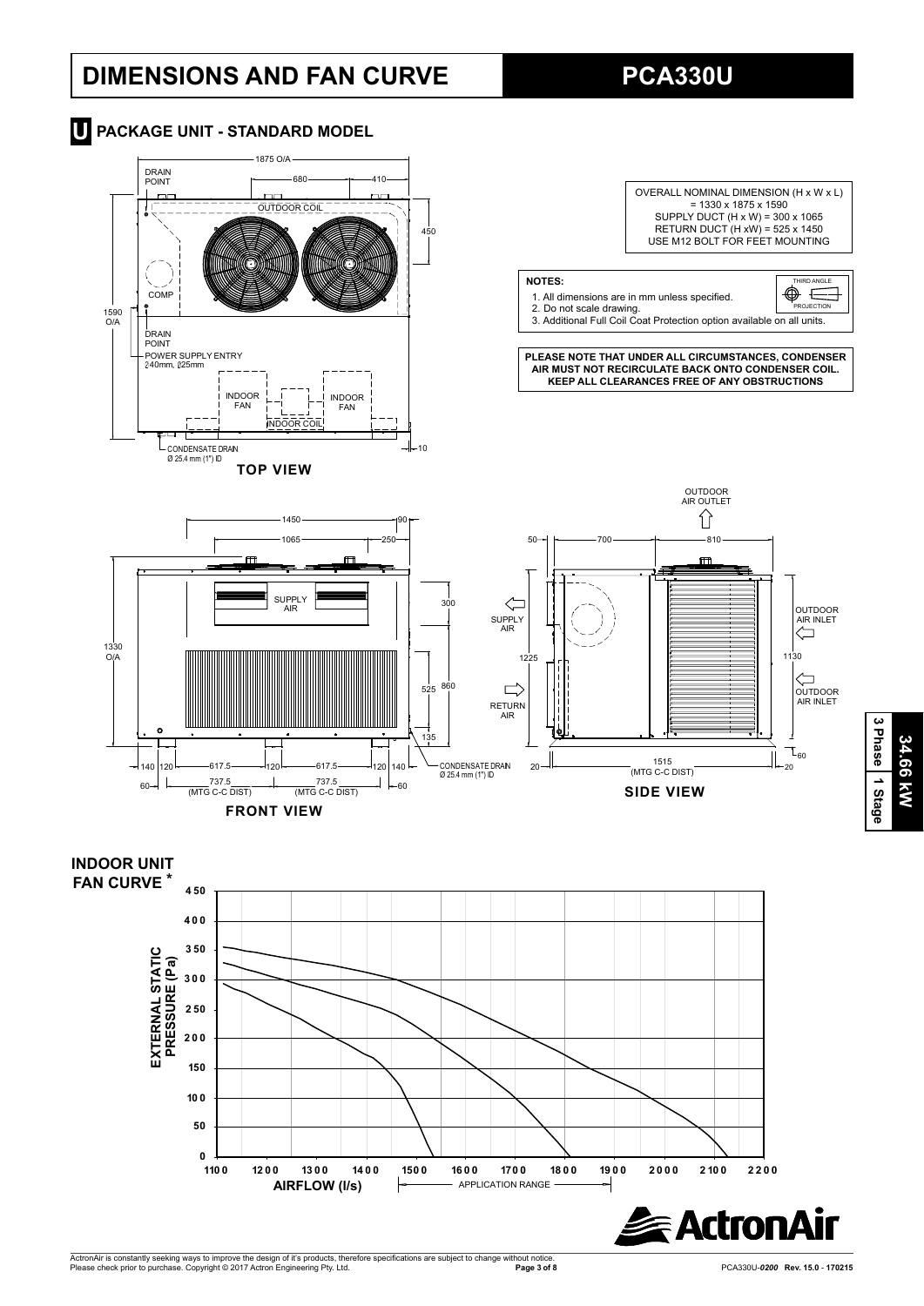# DIMENSIONS AND FAN CURVE

## PCA330U

### U PACKAGE UNIT - STANDARD MODEL

OVERALL NOMINAL DIMENSION (H x W x L)
= 1330 x 1875 x 1590
SUPPLY DUCT (H x W) = 300 x 1065
RETURN DUCT (H xW) = 525 x 1450
USE M12 BOLT FOR FEET MOUNTING

**NOTES:**

1. All dimensions are in mm unless specified.
2. Do not scale drawing.
3. Additional Full Coil Coat Protection option available on all units.

THIRD ANGLE PROJECTION

**PLEASE NOTE THAT UNDER ALL CIRCUMSTANCES, CONDENSER AIR MUST NOT RECIRCULATE BACK ONTO CONDENSER COIL. KEEP ALL CLEARANCES FREE OF ANY OBSTRUCTIONS**

**TOP VIEW**

1875 O/A; 680; 410; 450; 1590 O/A; 10
DRAIN POINT; OUTDOOR COIL; COMP; DRAIN POINT; POWER SUPPLY ENTRY Ø40mm, Ø25mm; INDOOR FAN; INDOOR COIL; INDOOR FAN; CONDENSATE DRAIN Ø 25.4 mm (1") ID

**FRONT VIEW**

1450; 90; 1065; 250; SUPPLY AIR; 300; 1330 O/A; 525; 860; 135; 140; 120; 617.5; 120; 617.5; 120; 140; 60; 737.5 (MTG C-C DIST); 737.5 (MTG C-C DIST); 60; CONDENSATE DRAIN Ø 25.4 mm (1") ID

**SIDE VIEW**

OUTDOOR AIR OUTLET; 50; 700; 810; SUPPLY AIR; RETURN AIR; 1225; OUTDOOR AIR INLET; 1130; OUTDOOR AIR INLET; 60; 20; 1515 (MTG C-C DIST); 20

**3 Phase | 1 Stage | 34.66 kW**

### INDOOR UNIT FAN CURVE *

EXTERNAL STATIC PRESSURE (Pa): 0, 50, 100, 150, 200, 250, 300, 350, 400, 450
AIRFLOW (l/s): 1100, 1200, 1300, 1400, 1500, 1600, 1700, 1800, 1900, 2000, 2100, 2200
APPLICATION RANGE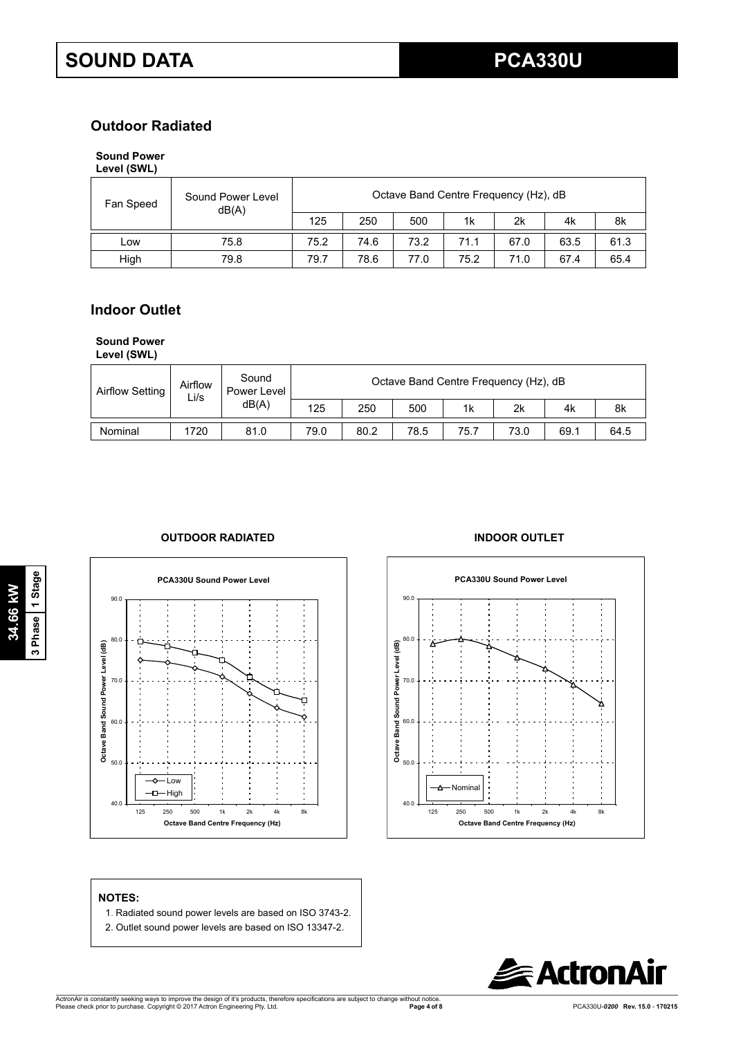# SOUND DATA

# PCA330U

## Outdoor Radiated

**Sound Power Level (SWL)**

| Fan Speed | Sound Power Level dB(A) | Octave Band Centre Frequency (Hz), dB | | | | | | |
|---|---|---|---|---|---|---|---|---|
| | | 125 | 250 | 500 | 1k | 2k | 4k | 8k |
| Low | 75.8 | 75.2 | 74.6 | 73.2 | 71.1 | 67.0 | 63.5 | 61.3 |
| High | 79.8 | 79.7 | 78.6 | 77.0 | 75.2 | 71.0 | 67.4 | 65.4 |

## Indoor Outlet

**Sound Power Level (SWL)**

| Airflow Setting | Airflow Li/s | Sound Power Level dB(A) | Octave Band Centre Frequency (Hz), dB | | | | | | |
|---|---|---|---|---|---|---|---|---|---|
| | | | 125 | 250 | 500 | 1k | 2k | 4k | 8k |
| Nominal | 1720 | 81.0 | 79.0 | 80.2 | 78.5 | 75.7 | 73.0 | 69.1 | 64.5 |

**OUTDOOR RADIATED**

**INDOOR OUTLET**

**NOTES:**

1. Radiated sound power levels are based on ISO 3743-2.
2. Outlet sound power levels are based on ISO 13347-2.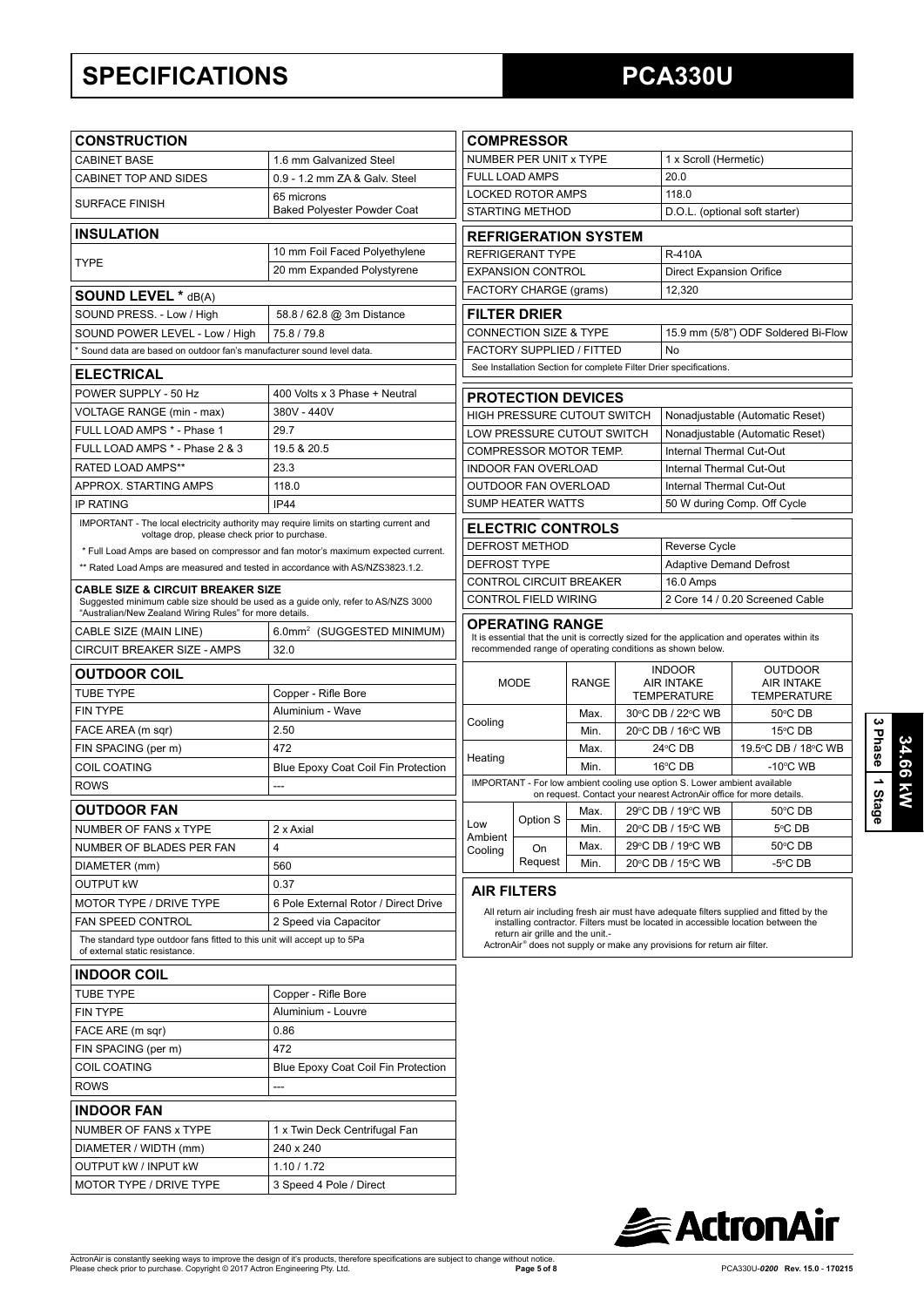# SPECIFICATIONS

# PCA330U

## CONSTRUCTION

| CONSTRUCTION | |
|---|---|
| CABINET BASE | 1.6 mm Galvanized Steel |
| CABINET TOP AND SIDES | 0.9 - 1.2 mm ZA & Galv. Steel |
| SURFACE FINISH | 65 microns Baked Polyester Powder Coat |

## INSULATION

| INSULATION | |
|---|---|
| TYPE | 10 mm Foil Faced Polyethylene |
| | 20 mm Expanded Polystyrene |

## SOUND LEVEL * dB(A)

| SOUND LEVEL * dB(A) | |
|---|---|
| SOUND PRESS. - Low / High | 58.8 / 62.8 @ 3m Distance |
| SOUND POWER LEVEL - Low / High | 75.8 / 79.8 |

* Sound data are based on outdoor fan's manufacturer sound level data.

## ELECTRICAL

| ELECTRICAL | |
|---|---|
| POWER SUPPLY - 50 Hz | 400 Volts x 3 Phase + Neutral |
| VOLTAGE RANGE (min - max) | 380V - 440V |
| FULL LOAD AMPS * - Phase 1 | 29.7 |
| FULL LOAD AMPS * - Phase 2 & 3 | 19.5 & 20.5 |
| RATED LOAD AMPS** | 23.3 |
| APPROX. STARTING AMPS | 118.0 |
| IP RATING | IP44 |

IMPORTANT - The local electricity authority may require limits on starting current and voltage drop, please check prior to purchase.

* Full Load Amps are based on compressor and fan motor's maximum expected current.

** Rated Load Amps are measured and tested in accordance with AS/NZS3823.1.2.

**CABLE SIZE & CIRCUIT BREAKER SIZE**
Suggested minimum cable size should be used as a guide only, refer to AS/NZS 3000 "Australian/New Zealand Wiring Rules" for more details.

| | |
|---|---|
| CABLE SIZE (MAIN LINE) | 6.0mm$^2$ (SUGGESTED MINIMUM) |
| CIRCUIT BREAKER SIZE - AMPS | 32.0 |

## OUTDOOR COIL

| OUTDOOR COIL | |
|---|---|
| TUBE TYPE | Copper - Rifle Bore |
| FIN TYPE | Aluminium - Wave |
| FACE AREA (m sqr) | 2.50 |
| FIN SPACING (per m) | 472 |
| COIL COATING | Blue Epoxy Coat Coil Fin Protection |
| ROWS | --- |

## OUTDOOR FAN

| OUTDOOR FAN | |
|---|---|
| NUMBER OF FANS x TYPE | 2 x Axial |
| NUMBER OF BLADES PER FAN | 4 |
| DIAMETER (mm) | 560 |
| OUTPUT kW | 0.37 |
| MOTOR TYPE / DRIVE TYPE | 6 Pole External Rotor / Direct Drive |
| FAN SPEED CONTROL | 2 Speed via Capacitor |

The standard type outdoor fans fitted to this unit will accept up to 5Pa of external static resistance.

## INDOOR COIL

| INDOOR COIL | |
|---|---|
| TUBE TYPE | Copper - Rifle Bore |
| FIN TYPE | Aluminium - Louvre |
| FACE ARE (m sqr) | 0.86 |
| FIN SPACING (per m) | 472 |
| COIL COATING | Blue Epoxy Coat Coil Fin Protection |
| ROWS | --- |

## INDOOR FAN

| INDOOR FAN | |
|---|---|
| NUMBER OF FANS x TYPE | 1 x Twin Deck Centrifugal Fan |
| DIAMETER / WIDTH (mm) | 240 x 240 |
| OUTPUT kW / INPUT kW | 1.10 / 1.72 |
| MOTOR TYPE / DRIVE TYPE | 3 Speed 4 Pole / Direct |

## COMPRESSOR

| COMPRESSOR | |
|---|---|
| NUMBER PER UNIT x TYPE | 1 x Scroll (Hermetic) |
| FULL LOAD AMPS | 20.0 |
| LOCKED ROTOR AMPS | 118.0 |
| STARTING METHOD | D.O.L. (optional soft starter) |

## REFRIGERATION SYSTEM

| REFRIGERATION SYSTEM | |
|---|---|
| REFRIGERANT TYPE | R-410A |
| EXPANSION CONTROL | Direct Expansion Orifice |
| FACTORY CHARGE (grams) | 12,320 |

## FILTER DRIER

| FILTER DRIER | |
|---|---|
| CONNECTION SIZE & TYPE | 15.9 mm (5/8") ODF Soldered Bi-Flow |
| FACTORY SUPPLIED / FITTED | No |

See Installation Section for complete Filter Drier specifications.

## PROTECTION DEVICES

| PROTECTION DEVICES | |
|---|---|
| HIGH PRESSURE CUTOUT SWITCH | Nonadjustable (Automatic Reset) |
| LOW PRESSURE CUTOUT SWITCH | Nonadjustable (Automatic Reset) |
| COMPRESSOR MOTOR TEMP. | Internal Thermal Cut-Out |
| INDOOR FAN OVERLOAD | Internal Thermal Cut-Out |
| OUTDOOR FAN OVERLOAD | Internal Thermal Cut-Out |
| SUMP HEATER WATTS | 50 W during Comp. Off Cycle |

## ELECTRIC CONTROLS

| ELECTRIC CONTROLS | |
|---|---|
| DEFROST METHOD | Reverse Cycle |
| DEFROST TYPE | Adaptive Demand Defrost |
| CONTROL CIRCUIT BREAKER | 16.0 Amps |
| CONTROL FIELD WIRING | 2 Core 14 / 0.20 Screened Cable |

## OPERATING RANGE

It is essential that the unit is correctly sized for the application and operates within its recommended range of operating conditions as shown below.

| MODE | | RANGE | INDOOR AIR INTAKE TEMPERATURE | OUTDOOR AIR INTAKE TEMPERATURE |
|---|---|---|---|---|
| Cooling | | Max. | 30°C DB / 22°C WB | 50°C DB |
| | | Min. | 20°C DB / 16°C WB | 15°C DB |
| Heating | | Max. | 24°C DB | 19.5°C DB / 18°C WB |
| | | Min. | 16°C DB | -10°C WB |

IMPORTANT - For low ambient cooling use option S. Lower ambient available on request. Contact your nearest ActronAir office for more details.

| MODE | | RANGE | INDOOR AIR INTAKE TEMPERATURE | OUTDOOR AIR INTAKE TEMPERATURE |
|---|---|---|---|---|
| Low Ambient Cooling | Option S | Max. | 29°C DB / 19°C WB | 50°C DB |
| | | Min. | 20°C DB / 15°C WB | 5°C DB |
| | On Request | Max. | 29°C DB / 19°C WB | 50°C DB |
| | | Min. | 20°C DB / 15°C WB | -5°C DB |

## AIR FILTERS

All return air including fresh air must have adequate filters supplied and fitted by the installing contractor. Filters must be located in accessible location between the return air grille and the unit.-
ActronAir® does not supply or make any provisions for return air filter.

34.66 kW
3 Phase 1 Stage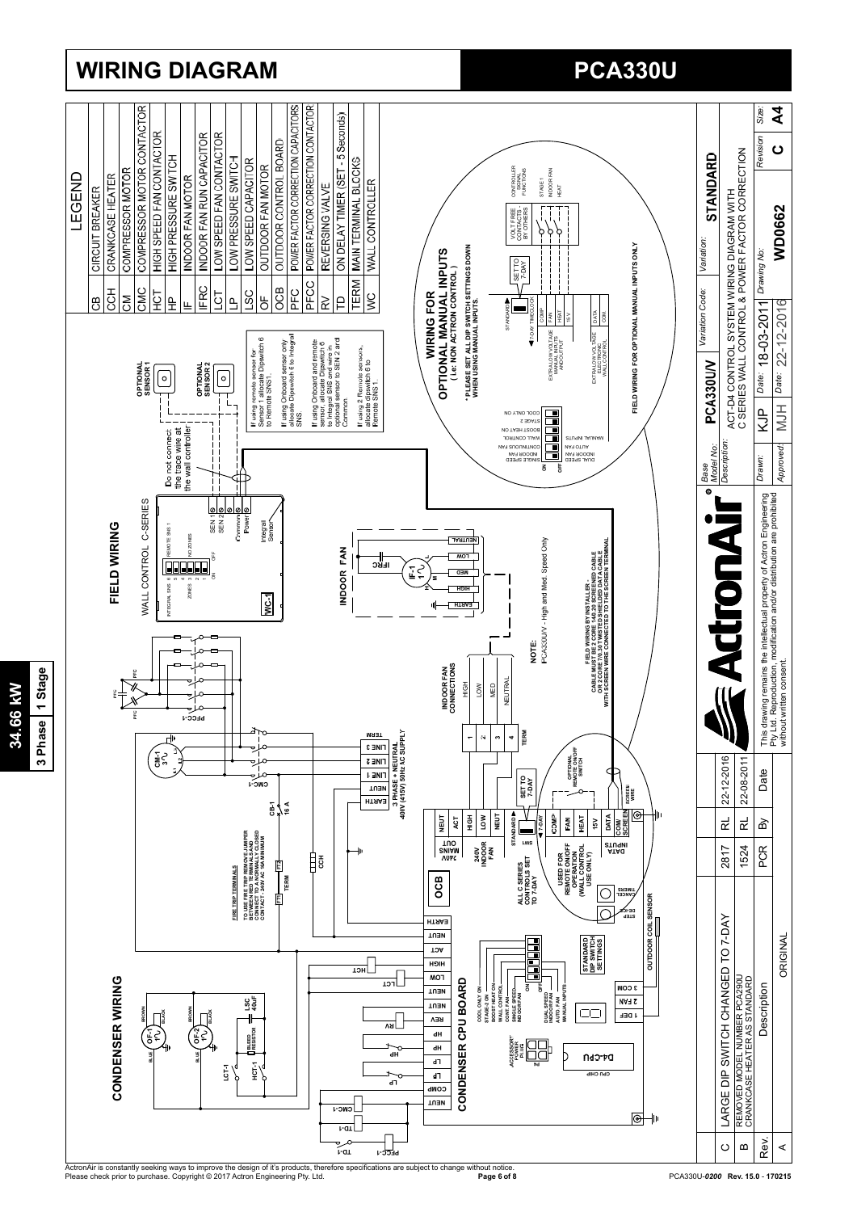# WIRING DIAGRAM

# PCA330U

**34.66 kW**

**3 Phase | 1 Stage**

## LEGEND

| | |
|---|---|
| CB | CIRCUIT BREAKER |
| CCH | CRANKCASE HEATER |
| CM | COMPRESSOR MOTOR |
| CMC | COMPRESSOR MOTOR CONTACTOR |
| HCT | HIGH SPEED FAN CONTACTOR |
| HP | HIGH PRESSURE SWITCH |
| IF | INDOOR FAN MOTOR |
| IFRC | INDOOR FAN RUN CAPACITOR |
| LCT | LOW SPEED FAN CONTACTOR |
| LP | LOW PRESSURE SWITCH |
| LSC | LOW SPEED CAPACITOR |
| OF | OUTDOOR FAN MOTOR |
| OCB | OUTDOOR CONTROL BOARD |
| PFC | POWER FACTOR CORRECTION CAPACITORS |
| PFCC | POWER FACTOR CORRECTION CONTACTOR |
| RV | REVERSING VALVE |
| TD | ON DELAY TIMER (SET - 5 Seconds) |
| TERM | MAIN TERMINAL BLOCKS |
| WC | WALL CONTROLLER |

## CONDENSER WIRING

## FIELD WIRING

WALL CONTROL C-SERIES

Do not connect the trace wire at the wall controller

If using remote sensor for Sensor 1 allocate Dipswitch 6 to Remote SNS1.

If using Onboard sensor only allocate Dipswitch 6 to Integral SNS.

If using Onboard and remote sensor, allocate Dipswitch 6 to Integral SNS and wire in optional sensor to SEN 2 and Common.

If using 2 Remote sensors, allocate dipswitch 6 to Remote SNS 1.

OPTIONAL SENSOR 1

OPTIONAL SENSOR 2

INDOOR FAN

INDOOR FAN CONNECTIONS: HIGH, LOW, MED, NEUTRAL

NOTE: PCA330U/V - High and Med. Speed Only

FIELD WIRING BY INSTALLER - CABLE MUST BE 2 CORE 14/0.20 SCREENED CABLE OR 2 CORE 7/0.30 TWISTED SHIELDED DATA CABLE WITH SCREEN WIRE CONNECTED TO THE SCREEN TERMINAL

3 PHASE + NEUTRAL 400V (415V) 50Hz AC SUPPLY

CB-1 16 A

FIRE TRIP TERMINALS: TO USE FIRE TRIP REMOVE JUMPER BETWEEN RED TERMINALS AND CONNECT TO A NORMALLY CLOSED CONTACT - 240V AC 16A MINIMUM

ALL C SERIES CONTROLS SET TO 7-DAY

USED FOR REMOTE ON/OFF OPERATION (WALL CONTROL USE ONLY)

OPTIONAL REMOTE ON/OFF SWITCH

## CONDENSER CPU BOARD

STANDARD DIP SWITCH SETTINGS

OUTDOOR COIL SENSOR

## WIRING FOR OPTIONAL MANUAL INPUTS ( i.e: NON ACTRON CONTROL )

* PLEASE SET ALL DIP SWITCH SETTINGS DOWN WHEN USING MANUAL INPUTS.

FIELD WIRING FOR OPTIONAL MANUAL INPUTS ONLY

VOLT FREE CONTACTS BY OTHERS

CONTROLLER SIGNAL FUNCTIONS: STAGE 1, INDOOR FAN, HEAT

EXTRA LOW VOLTAGE MANUAL INPUTS AND OUTPUT

EXTRA LOW VOLTAGE ELECTRONIC WALL CONTROL

| Base Model No: | PCA330U/V | Variation Code: | Variation: | STANDARD |
|---|---|---|---|---|
| Description: | ACT-D4 CONTROL SYSTEM WIRING DIAGRAM WITH C SERIES WALL CONTROL & POWER FACTOR CORRECTION | | | |
| Drawn: KJP | Date: 18-03-2011 | Drawing No: | WD0662 | Revision: C |
| Approved: MJH | Date: 22-12-2016 | | | Size: A4 |

| Rev. | Description | By | Date |
|---|---|---|---|
| C | LARGE DIP SWITCH CHANGED TO 7-DAY | 2817 RL | 22-12-2016 |
| B | REMOVED MODEL NUMBER PCA290U CRANKCASE HEATER AS STANDARD | 1524 RL | 22-08-2011 |
| A | ORIGINAL | PCR | |

This drawing remains the intellectual property of Actron Engineering Pty Ltd. Reproduction, modification and/or distribution are prohibited without written consent.

ActronAir is constantly seeking ways to improve the design of it's products, therefore specifications are subject to change without notice. Please check prior to purchase. Copyright © 2017 Actron Engineering Pty. Ltd.

PCA330U-0200 Rev. 15.0 - 170215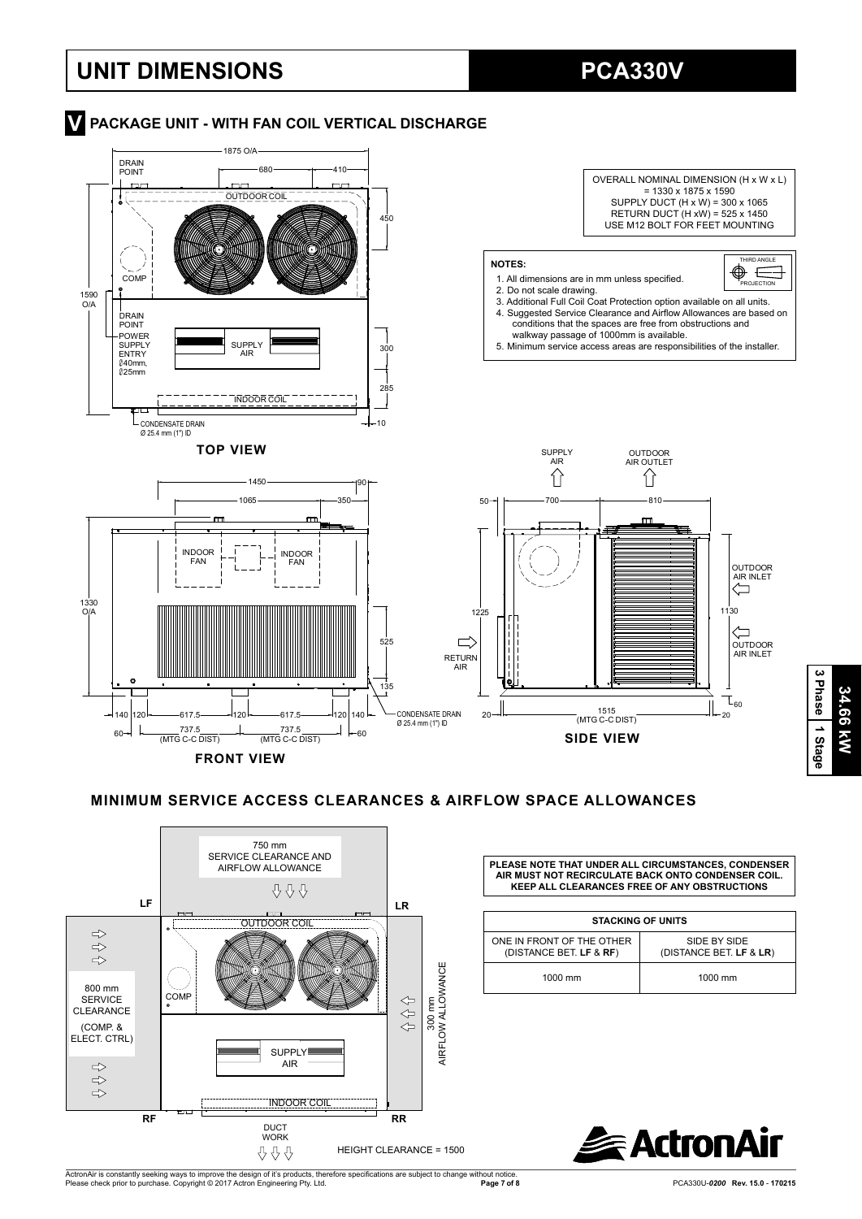# UNIT DIMENSIONS

# PCA330V

## V PACKAGE UNIT - WITH FAN COIL VERTICAL DISCHARGE

OVERALL NOMINAL DIMENSION (H x W x L) = 1330 x 1875 x 1590
SUPPLY DUCT (H x W) = 300 x 1065
RETURN DUCT (H xW) = 525 x 1450
USE M12 BOLT FOR FEET MOUNTING

**NOTES:**

1. All dimensions are in mm unless specified.
2. Do not scale drawing.
3. Additional Full Coil Coat Protection option available on all units.
4. Suggested Service Clearance and Airflow Allowances are based on conditions that the spaces are free from obstructions and walkway passage of 1000mm is available.
5. Minimum service access areas are responsibilities of the installer.

THIRD ANGLE PROJECTION

**TOP VIEW**

1875 O/A
680
410
450
300
285
10
1590 O/A
DRAIN POINT
OUTDOOR COIL
COMP
DRAIN POINT
POWER SUPPLY ENTRY Ø40mm, Ø25mm
SUPPLY AIR
INDOOR COIL
CONDENSATE DRAIN Ø 25.4 mm (1") ID

**FRONT VIEW**

1450
1065
350
90
INDOOR FAN
INDOOR FAN
1330 O/A
525
135
140 120 617.5 120 617.5 120 140
60 737.5 (MTG C-C DIST) 737.5 (MTG C-C DIST) 60
CONDENSATE DRAIN Ø 25.4 mm (1") ID

**SIDE VIEW**

SUPPLY AIR
OUTDOOR AIR OUTLET
50
700
810
1225
RETURN AIR
1130
OUTDOOR AIR INLET
OUTDOOR AIR INLET
60
20 1515 (MTG C-C DIST) 20

34.66 kW | 3 Phase | 1 Stage

## MINIMUM SERVICE ACCESS CLEARANCES & AIRFLOW SPACE ALLOWANCES

750 mm SERVICE CLEARANCE AND AIRFLOW ALLOWANCE
LF
LR
OUTDOOR COIL
800 mm SERVICE CLEARANCE (COMP. & ELECT. CTRL)
COMP
300 mm AIRFLOW ALLOWANCE
SUPPLY AIR
INDOOR COIL
RF
RR
DUCT WORK
HEIGHT CLEARANCE = 1500

**PLEASE NOTE THAT UNDER ALL CIRCUMSTANCES, CONDENSER AIR MUST NOT RECIRCULATE BACK ONTO CONDENSER COIL. KEEP ALL CLEARANCES FREE OF ANY OBSTRUCTIONS**

| STACKING OF UNITS | |
|---|---|
| ONE IN FRONT OF THE OTHER (DISTANCE BET. **LF** & **RF**) | SIDE BY SIDE (DISTANCE BET. **LF** & **LR**) |
| 1000 mm | 1000 mm |

ActronAir

ActronAir is constantly seeking ways to improve the design of it's products, therefore specifications are subject to change without notice.
Please check prior to purchase. Copyright © 2017 Actron Engineering Pty. Ltd.

PCA330U-*0200* **Rev. 15.0 - 170215**